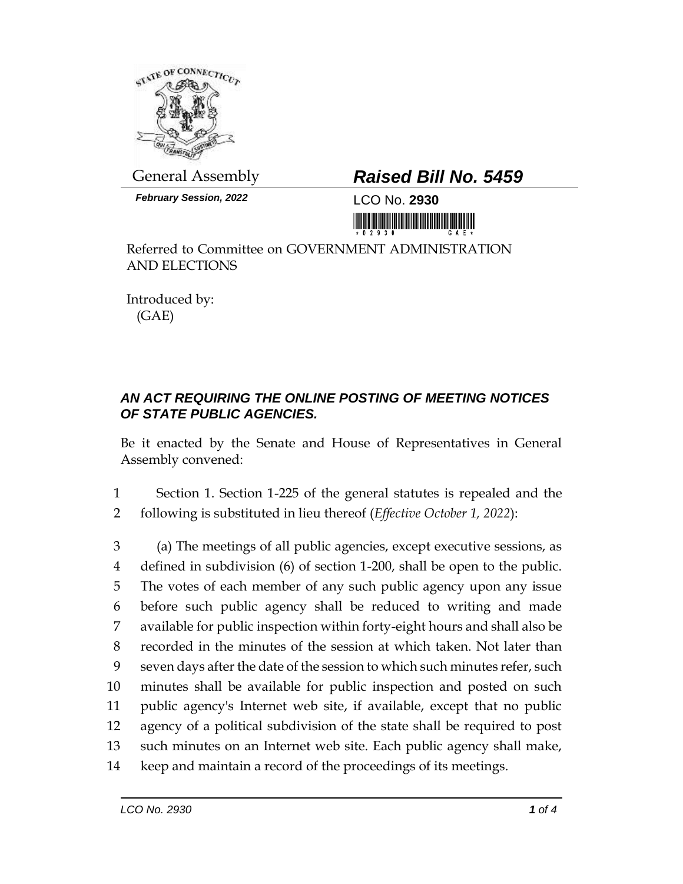General Assembly

***February Session, 2022***

# ***Raised Bill No. 5459***

LCO No. **2930**

Referred to Committee on GOVERNMENT ADMINISTRATION AND ELECTIONS

Introduced by:
(GAE)

## ***AN ACT REQUIRING THE ONLINE POSTING OF MEETING NOTICES OF STATE PUBLIC AGENCIES.***

Be it enacted by the Senate and House of Representatives in General Assembly convened:

1 Section 1. Section 1-225 of the general statutes is repealed and the
2 following is substituted in lieu thereof (*Effective October 1, 2022*):

3 (a) The meetings of all public agencies, except executive sessions, as
4 defined in subdivision (6) of section 1-200, shall be open to the public.
5 The votes of each member of any such public agency upon any issue
6 before such public agency shall be reduced to writing and made
7 available for public inspection within forty-eight hours and shall also be
8 recorded in the minutes of the session at which taken. Not later than
9 seven days after the date of the session to which such minutes refer, such
10 minutes shall be available for public inspection and posted on such
11 public agency's Internet web site, if available, except that no public
12 agency of a political subdivision of the state shall be required to post
13 such minutes on an Internet web site. Each public agency shall make,
14 keep and maintain a record of the proceedings of its meetings.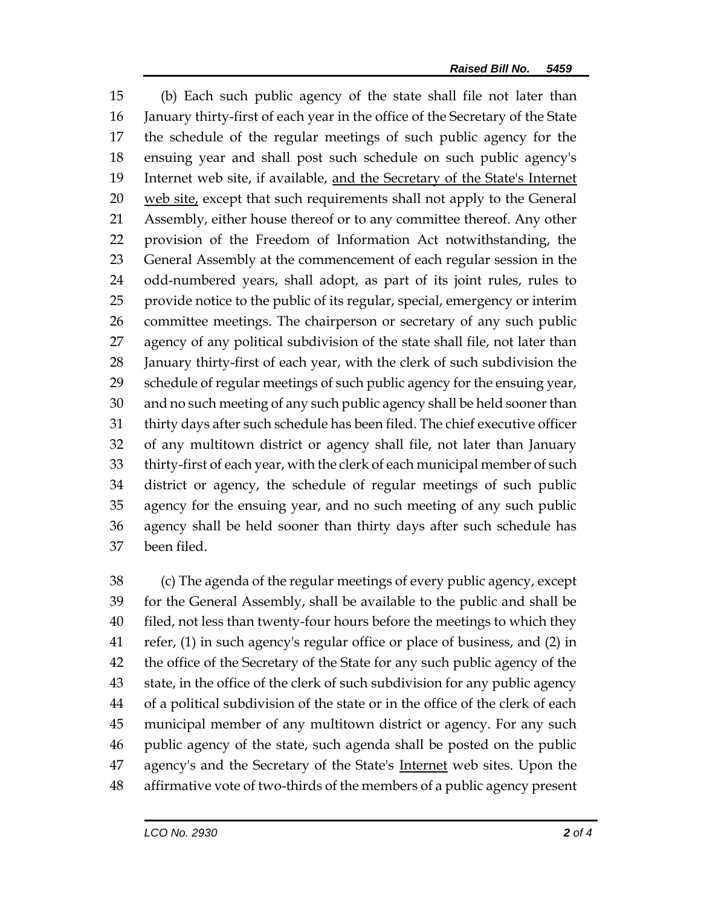(b) Each such public agency of the state shall file not later than January thirty-first of each year in the office of the Secretary of the State the schedule of the regular meetings of such public agency for the ensuing year and shall post such schedule on such public agency's Internet web site, if available, <u>and the Secretary of the State's Internet web site,</u> except that such requirements shall not apply to the General Assembly, either house thereof or to any committee thereof. Any other provision of the Freedom of Information Act notwithstanding, the General Assembly at the commencement of each regular session in the odd-numbered years, shall adopt, as part of its joint rules, rules to provide notice to the public of its regular, special, emergency or interim committee meetings. The chairperson or secretary of any such public agency of any political subdivision of the state shall file, not later than January thirty-first of each year, with the clerk of such subdivision the schedule of regular meetings of such public agency for the ensuing year, and no such meeting of any such public agency shall be held sooner than thirty days after such schedule has been filed. The chief executive officer of any multitown district or agency shall file, not later than January thirty-first of each year, with the clerk of each municipal member of such district or agency, the schedule of regular meetings of such public agency for the ensuing year, and no such meeting of any such public agency shall be held sooner than thirty days after such schedule has been filed.

(c) The agenda of the regular meetings of every public agency, except for the General Assembly, shall be available to the public and shall be filed, not less than twenty-four hours before the meetings to which they refer, (1) in such agency's regular office or place of business, and (2) in the office of the Secretary of the State for any such public agency of the state, in the office of the clerk of such subdivision for any public agency of a political subdivision of the state or in the office of the clerk of each municipal member of any multitown district or agency. For any such public agency of the state, such agenda shall be posted on the public agency's and the Secretary of the State's <u>Internet</u> web sites. Upon the affirmative vote of two-thirds of the members of a public agency present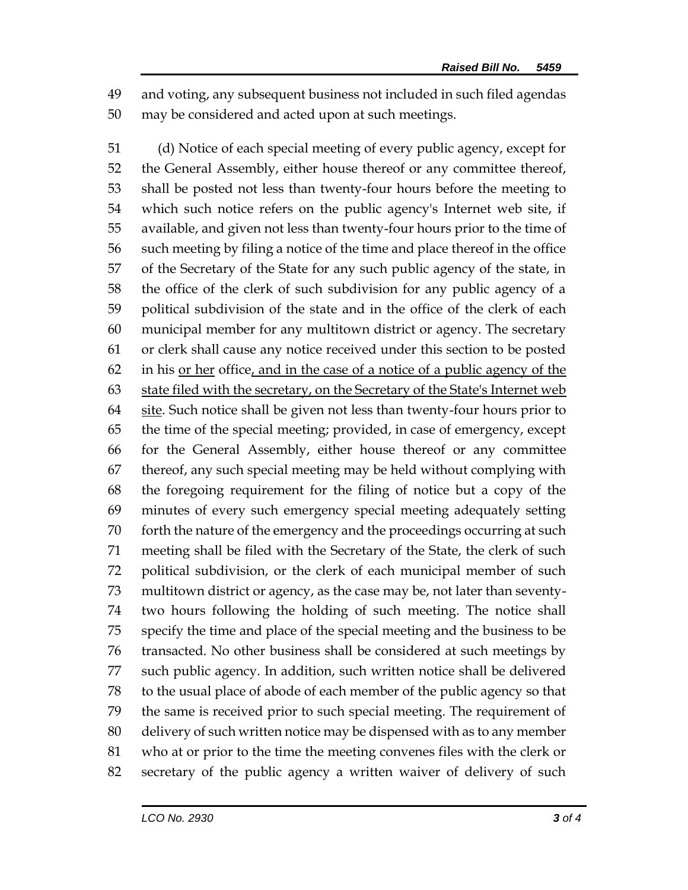and voting, any subsequent business not included in such filed agendas may be considered and acted upon at such meetings.

(d) Notice of each special meeting of every public agency, except for the General Assembly, either house thereof or any committee thereof, shall be posted not less than twenty-four hours before the meeting to which such notice refers on the public agency's Internet web site, if available, and given not less than twenty-four hours prior to the time of such meeting by filing a notice of the time and place thereof in the office of the Secretary of the State for any such public agency of the state, in the office of the clerk of such subdivision for any public agency of a political subdivision of the state and in the office of the clerk of each municipal member for any multitown district or agency. The secretary or clerk shall cause any notice received under this section to be posted in his <u>or her</u> office<u>, and in the case of a notice of a public agency of the state filed with the secretary, on the Secretary of the State's Internet web site</u>. Such notice shall be given not less than twenty-four hours prior to the time of the special meeting; provided, in case of emergency, except for the General Assembly, either house thereof or any committee thereof, any such special meeting may be held without complying with the foregoing requirement for the filing of notice but a copy of the minutes of every such emergency special meeting adequately setting forth the nature of the emergency and the proceedings occurring at such meeting shall be filed with the Secretary of the State, the clerk of such political subdivision, or the clerk of each municipal member of such multitown district or agency, as the case may be, not later than seventy-two hours following the holding of such meeting. The notice shall specify the time and place of the special meeting and the business to be transacted. No other business shall be considered at such meetings by such public agency. In addition, such written notice shall be delivered to the usual place of abode of each member of the public agency so that the same is received prior to such special meeting. The requirement of delivery of such written notice may be dispensed with as to any member who at or prior to the time the meeting convenes files with the clerk or secretary of the public agency a written waiver of delivery of such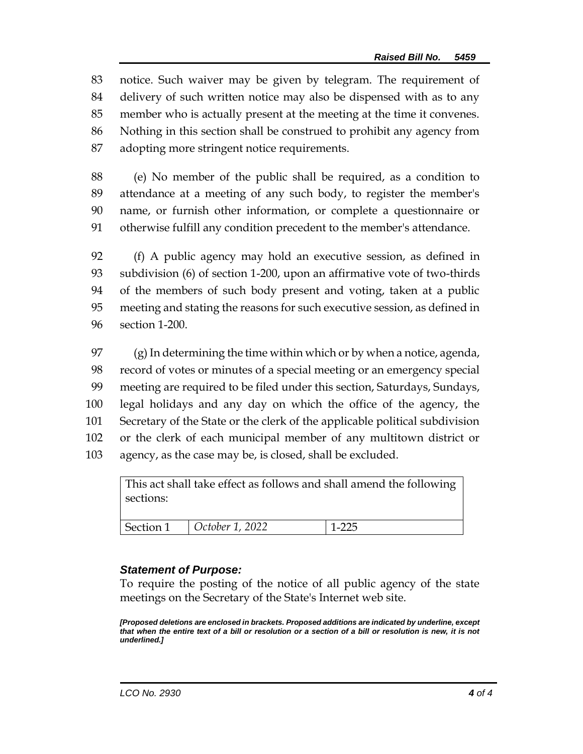83 notice. Such waiver may be given by telegram. The requirement of
84 delivery of such written notice may also be dispensed with as to any
85 member who is actually present at the meeting at the time it convenes.
86 Nothing in this section shall be construed to prohibit any agency from
87 adopting more stringent notice requirements.

88 (e) No member of the public shall be required, as a condition to
89 attendance at a meeting of any such body, to register the member's
90 name, or furnish other information, or complete a questionnaire or
91 otherwise fulfill any condition precedent to the member's attendance.

92 (f) A public agency may hold an executive session, as defined in
93 subdivision (6) of section 1-200, upon an affirmative vote of two-thirds
94 of the members of such body present and voting, taken at a public
95 meeting and stating the reasons for such executive session, as defined in
96 section 1-200.

97 (g) In determining the time within which or by when a notice, agenda,
98 record of votes or minutes of a special meeting or an emergency special
99 meeting are required to be filed under this section, Saturdays, Sundays,
100 legal holidays and any day on which the office of the agency, the
101 Secretary of the State or the clerk of the applicable political subdivision
102 or the clerk of each municipal member of any multitown district or
103 agency, as the case may be, is closed, shall be excluded.

| This act shall take effect as follows and shall amend the following sections: | | |
|---|---|---|
| Section 1 | *October 1, 2022* | 1-225 |

### *Statement of Purpose:*

To require the posting of the notice of all public agency of the state meetings on the Secretary of the State's Internet web site.

***[Proposed deletions are enclosed in brackets. Proposed additions are indicated by underline, except that when the entire text of a bill or resolution or a section of a bill or resolution is new, it is not underlined.]***